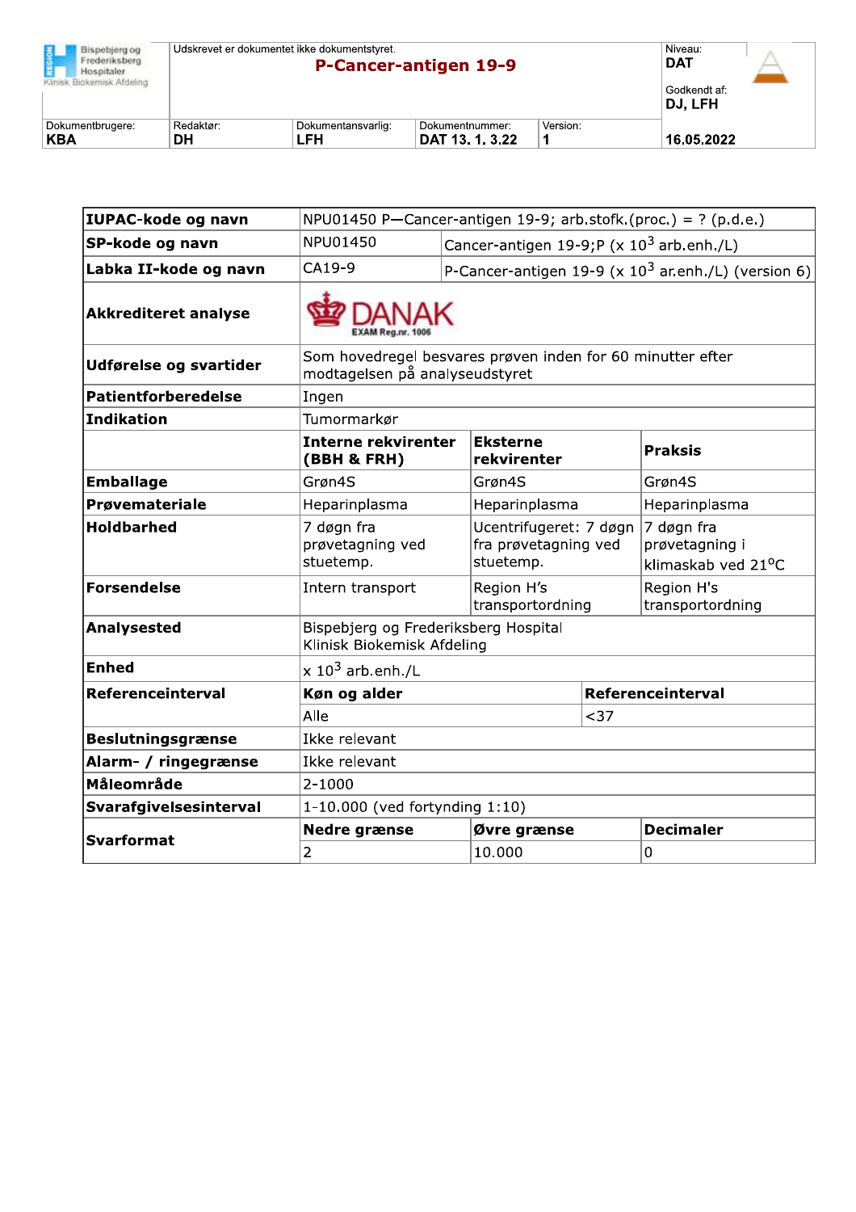| Bispebjerg og Frederiksberg Hospitaler Klinisk Biokemisk Afdeling | Udskrevet er dokumentet ikke dokumentstyret. **P-Cancer-antigen 19-9** | | | Niveau: **DAT** Godkendt af: **DJ, LFH** |
|---|---|---|---|---|
| Dokumentbrugere: **KBA** | Redaktør: **DH** | Dokumentansvarlig: **LFH** | Dokumentnummer: **DAT 13. 1. 3.22** | Version: **1** | **16.05.2022** |

| | | | |
|---|---|---|---|
| **IUPAC-kode og navn** | NPU01450 P—Cancer-antigen 19-9; arb.stofk.(proc.) = ? (p.d.e.) | | |
| **SP-kode og navn** | NPU01450 | Cancer-antigen 19-9;P (x $10^3$ arb.enh./L) | |
| **Labka II-kode og navn** | CA19-9 | P-Cancer-antigen 19-9 (x $10^3$ ar.enh./L) (version 6) | |
| **Akkrediteret analyse** | DANAK EXAM Reg.nr. 1006 | | |
| **Udførelse og svartider** | Som hovedregel besvares prøven inden for 60 minutter efter modtagelsen på analyseudstyret | | |
| **Patientforberedelse** | Ingen | | |
| **Indikation** | Tumormarkør | | |
| | **Interne rekvirenter (BBH & FRH)** | **Eksterne rekvirenter** | **Praksis** |
| **Emballage** | Grøn4S | Grøn4S | Grøn4S |
| **Prøvemateriale** | Heparinplasma | Heparinplasma | Heparinplasma |
| **Holdbarhed** | 7 døgn fra prøvetagning ved stuetemp. | Ucentrifugeret: 7 døgn fra prøvetagning ved stuetemp. | 7 døgn fra prøvetagning i klimaskab ved 21°C |
| **Forsendelse** | Intern transport | Region H's transportordning | Region H's transportordning |
| **Analysested** | Bispebjerg og Frederiksberg Hospital Klinisk Biokemisk Afdeling | | |
| **Enhed** | x $10^3$ arb.enh./L | | |
| **Referenceinterval** | **Køn og alder** | | **Referenceinterval** |
| | Alle | | <37 |
| **Beslutningsgrænse** | Ikke relevant | | |
| **Alarm- / ringegrænse** | Ikke relevant | | |
| **Måleområde** | 2-1000 | | |
| **Svarafgivelsesinterval** | 1-10.000 (ved fortynding 1:10) | | |
| **Svarformat** | **Nedre grænse** | **Øvre grænse** | **Decimaler** |
| | 2 | 10.000 | 0 |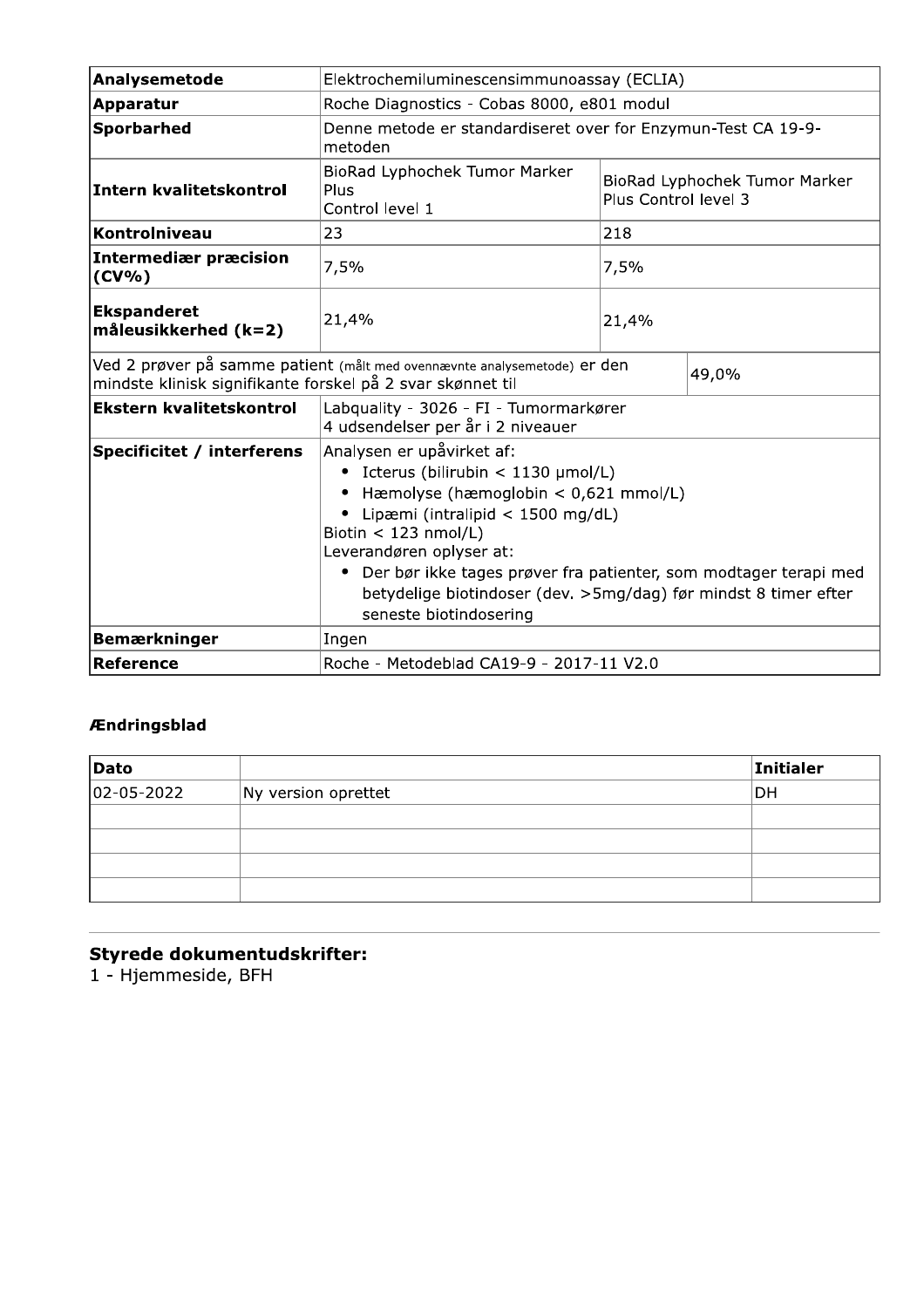| | | |
|---|---|---|
| **Analysemetode** | Elektrochemiluminescensimmunoassay (ECLIA) | |
| **Apparatur** | Roche Diagnostics - Cobas 8000, e801 modul | |
| **Sporbarhed** | Denne metode er standardiseret over for Enzymun-Test CA 19-9-metoden | |
| **Intern kvalitetskontrol** | BioRad Lyphochek Tumor Marker Plus Control level 1 | BioRad Lyphochek Tumor Marker Plus Control level 3 |
| **Kontrolniveau** | 23 | 218 |
| **Intermediær præcision (CV%)** | 7,5% | 7,5% |
| **Ekspanderet måleusikkerhed (k=2)** | 21,4% | 21,4% |
| Ved 2 prøver på samme patient (målt med ovennævnte analysemetode) er den mindste klinisk signifikante forskel på 2 svar skønnet til | | 49,0% |
| **Ekstern kvalitetskontrol** | Labquality - 3026 - FI - Tumormarkører<br>4 udsendelser per år i 2 niveauer | |
| **Specificitet / interferens** | Analysen er upåvirket af:<br>• Icterus (bilirubin < 1130 µmol/L)<br>• Hæmolyse (hæmoglobin < 0,621 mmol/L)<br>• Lipæmi (intralipid < 1500 mg/dL)<br>Biotin < 123 nmol/L)<br>Leverandøren oplyser at:<br>• Der bør ikke tages prøver fra patienter, som modtager terapi med betydelige biotindoser (dev. >5mg/dag) før mindst 8 timer efter seneste biotindosering | |
| **Bemærkninger** | Ingen | |
| **Reference** | Roche - Metodeblad CA19-9 - 2017-11 V2.0 | |

**Ændringsblad**

| Dato | | Initialer |
|---|---|---|
| 02-05-2022 | Ny version oprettet | DH |
| | | |
| | | |
| | | |
| | | |

## Styrede dokumentudskrifter:

1 - Hjemmeside, BFH